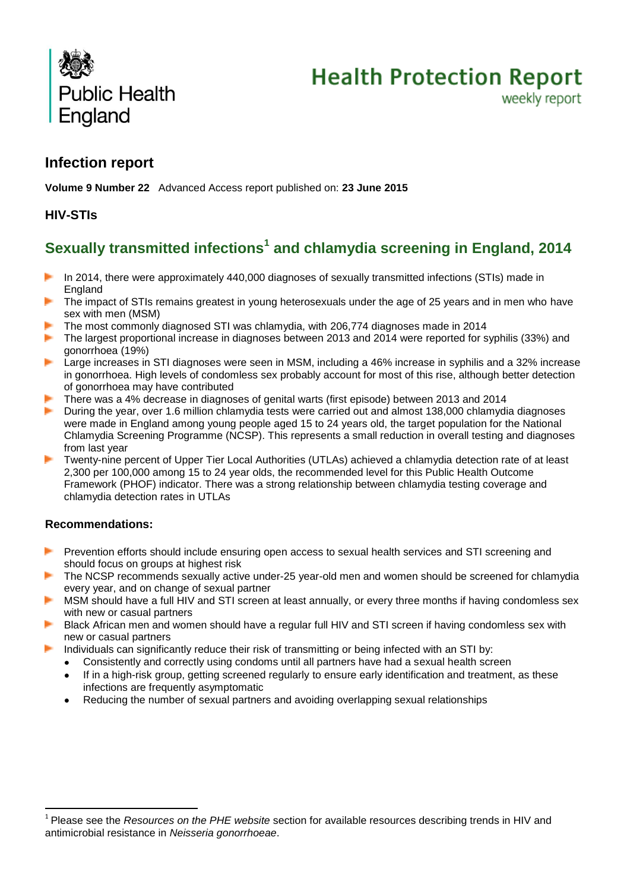Public Health England

# Health Protection Report

weekly report

## Infection report

**Volume 9 Number 22** Advanced Access report published on: **23 June 2015**

### HIV-STIs

## Sexually transmitted infections[1] and chlamydia screening in England, 2014

- In 2014, there were approximately 440,000 diagnoses of sexually transmitted infections (STIs) made in England
- The impact of STIs remains greatest in young heterosexuals under the age of 25 years and in men who have sex with men (MSM)
- The most commonly diagnosed STI was chlamydia, with 206,774 diagnoses made in 2014
- The largest proportional increase in diagnoses between 2013 and 2014 were reported for syphilis (33%) and gonorrhoea (19%)
- Large increases in STI diagnoses were seen in MSM, including a 46% increase in syphilis and a 32% increase in gonorrhoea. High levels of condomless sex probably account for most of this rise, although better detection of gonorrhoea may have contributed
- There was a 4% decrease in diagnoses of genital warts (first episode) between 2013 and 2014
- During the year, over 1.6 million chlamydia tests were carried out and almost 138,000 chlamydia diagnoses were made in England among young people aged 15 to 24 years old, the target population for the National Chlamydia Screening Programme (NCSP). This represents a small reduction in overall testing and diagnoses from last year
- Twenty-nine percent of Upper Tier Local Authorities (UTLAs) achieved a chlamydia detection rate of at least 2,300 per 100,000 among 15 to 24 year olds, the recommended level for this Public Health Outcome Framework (PHOF) indicator. There was a strong relationship between chlamydia testing coverage and chlamydia detection rates in UTLAs

### Recommendations:

- Prevention efforts should include ensuring open access to sexual health services and STI screening and should focus on groups at highest risk
- The NCSP recommends sexually active under-25 year-old men and women should be screened for chlamydia every year, and on change of sexual partner
- MSM should have a full HIV and STI screen at least annually, or every three months if having condomless sex with new or casual partners
- Black African men and women should have a regular full HIV and STI screen if having condomless sex with new or casual partners
- Individuals can significantly reduce their risk of transmitting or being infected with an STI by:
  - Consistently and correctly using condoms until all partners have had a sexual health screen
  - If in a high-risk group, getting screened regularly to ensure early identification and treatment, as these infections are frequently asymptomatic
  - Reducing the number of sexual partners and avoiding overlapping sexual relationships

[1] Please see the *Resources on the PHE website* section for available resources describing trends in HIV and antimicrobial resistance in *Neisseria gonorrhoeae*.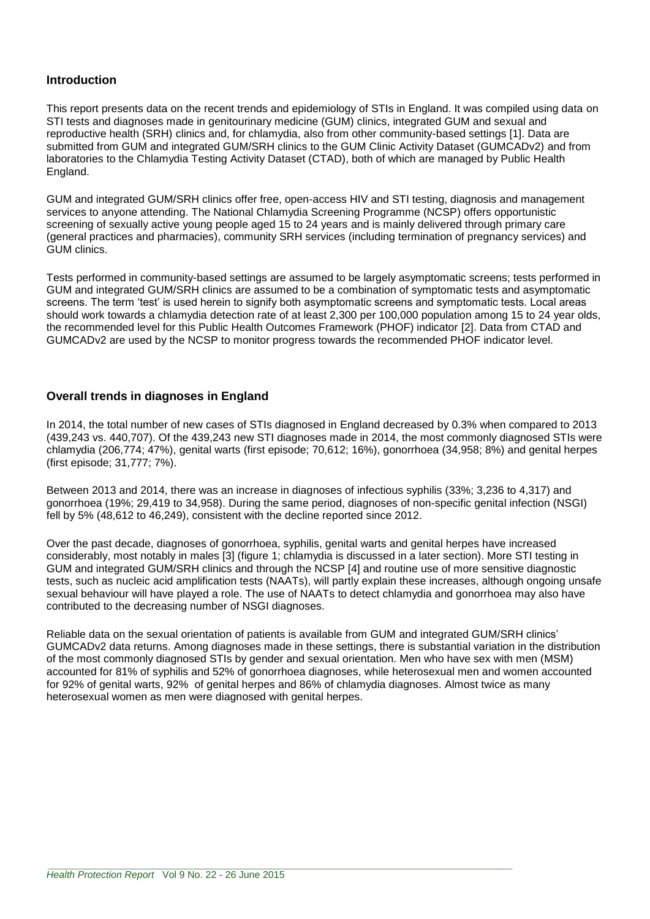## Introduction

This report presents data on the recent trends and epidemiology of STIs in England. It was compiled using data on STI tests and diagnoses made in genitourinary medicine (GUM) clinics, integrated GUM and sexual and reproductive health (SRH) clinics and, for chlamydia, also from other community-based settings [1]. Data are submitted from GUM and integrated GUM/SRH clinics to the GUM Clinic Activity Dataset (GUMCADv2) and from laboratories to the Chlamydia Testing Activity Dataset (CTAD), both of which are managed by Public Health England.

GUM and integrated GUM/SRH clinics offer free, open-access HIV and STI testing, diagnosis and management services to anyone attending. The National Chlamydia Screening Programme (NCSP) offers opportunistic screening of sexually active young people aged 15 to 24 years and is mainly delivered through primary care (general practices and pharmacies), community SRH services (including termination of pregnancy services) and GUM clinics.

Tests performed in community-based settings are assumed to be largely asymptomatic screens; tests performed in GUM and integrated GUM/SRH clinics are assumed to be a combination of symptomatic tests and asymptomatic screens. The term 'test' is used herein to signify both asymptomatic screens and symptomatic tests. Local areas should work towards a chlamydia detection rate of at least 2,300 per 100,000 population among 15 to 24 year olds, the recommended level for this Public Health Outcomes Framework (PHOF) indicator [2]. Data from CTAD and GUMCADv2 are used by the NCSP to monitor progress towards the recommended PHOF indicator level.

## Overall trends in diagnoses in England

In 2014, the total number of new cases of STIs diagnosed in England decreased by 0.3% when compared to 2013 (439,243 vs. 440,707). Of the 439,243 new STI diagnoses made in 2014, the most commonly diagnosed STIs were chlamydia (206,774; 47%), genital warts (first episode; 70,612; 16%), gonorrhoea (34,958; 8%) and genital herpes (first episode; 31,777; 7%).

Between 2013 and 2014, there was an increase in diagnoses of infectious syphilis (33%; 3,236 to 4,317) and gonorrhoea (19%; 29,419 to 34,958). During the same period, diagnoses of non-specific genital infection (NSGI) fell by 5% (48,612 to 46,249), consistent with the decline reported since 2012.

Over the past decade, diagnoses of gonorrhoea, syphilis, genital warts and genital herpes have increased considerably, most notably in males [3] (figure 1; chlamydia is discussed in a later section). More STI testing in GUM and integrated GUM/SRH clinics and through the NCSP [4] and routine use of more sensitive diagnostic tests, such as nucleic acid amplification tests (NAATs), will partly explain these increases, although ongoing unsafe sexual behaviour will have played a role. The use of NAATs to detect chlamydia and gonorrhoea may also have contributed to the decreasing number of NSGI diagnoses.

Reliable data on the sexual orientation of patients is available from GUM and integrated GUM/SRH clinics' GUMCADv2 data returns. Among diagnoses made in these settings, there is substantial variation in the distribution of the most commonly diagnosed STIs by gender and sexual orientation. Men who have sex with men (MSM) accounted for 81% of syphilis and 52% of gonorrhoea diagnoses, while heterosexual men and women accounted for 92% of genital warts, 92% of genital herpes and 86% of chlamydia diagnoses. Almost twice as many heterosexual women as men were diagnosed with genital herpes.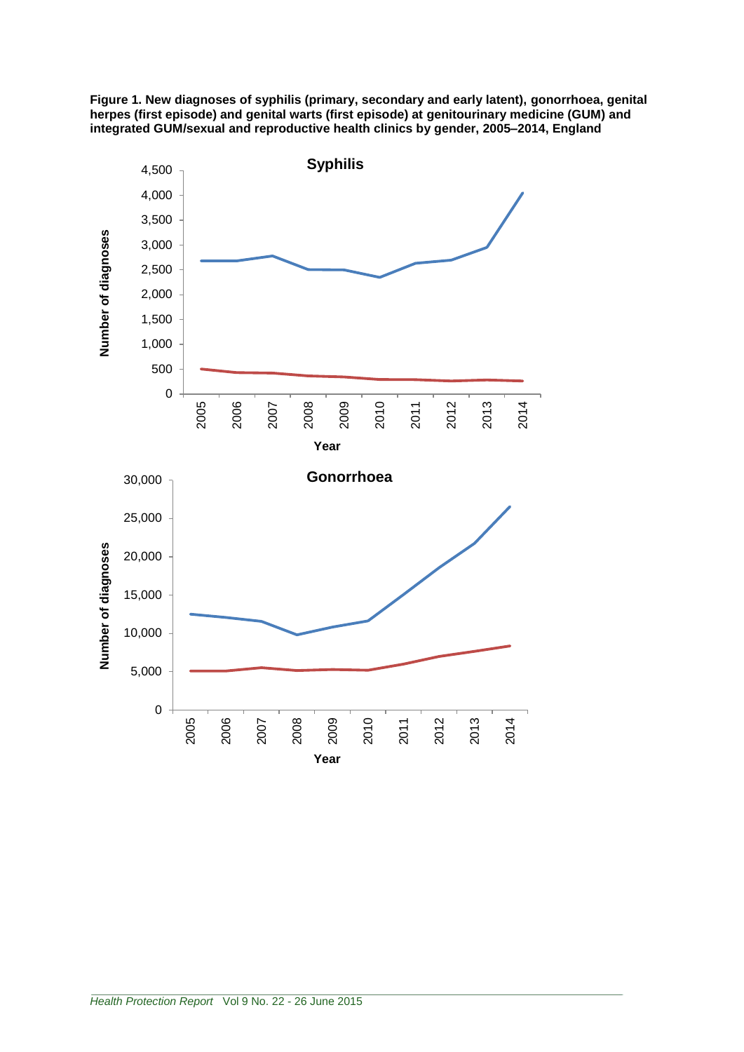**Figure 1. New diagnoses of syphilis (primary, secondary and early latent), gonorrhoea, genital herpes (first episode) and genital warts (first episode) at genitourinary medicine (GUM) and integrated GUM/sexual and reproductive health clinics by gender, 2005–2014, England**

**Syphilis**

Number of diagnoses

4,500
4,000
3,500
3,000
2,500
2,000
1,500
1,000
500
0

2005 2006 2007 2008 2009 2010 2011 2012 2013 2014

Year

**Gonorrhoea**

Number of diagnoses

30,000
25,000
20,000
15,000
10,000
5,000
0

2005 2006 2007 2008 2009 2010 2011 2012 2013 2014

Year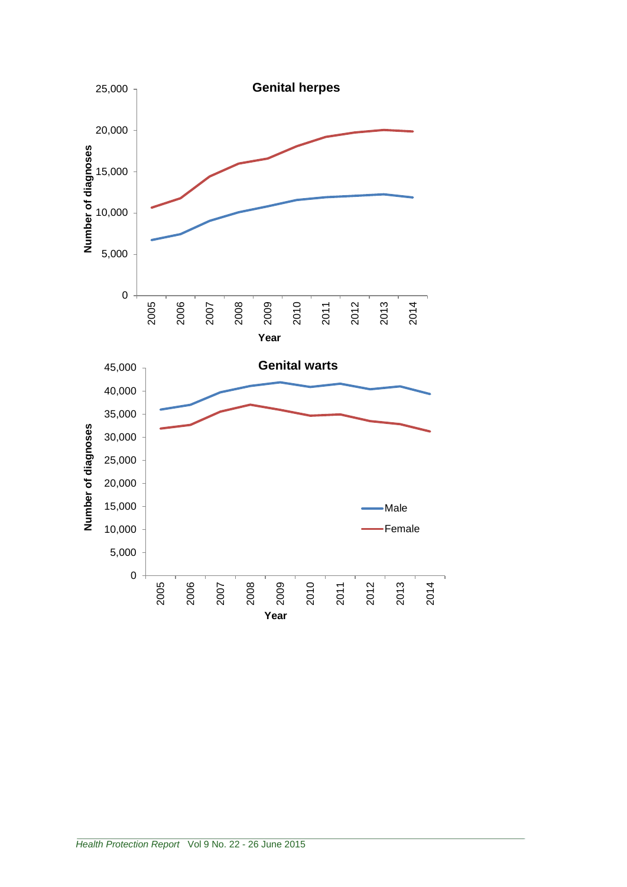**Genital herpes**

Number of diagnoses

Year

**Genital warts**

Number of diagnoses

Year

Male

Female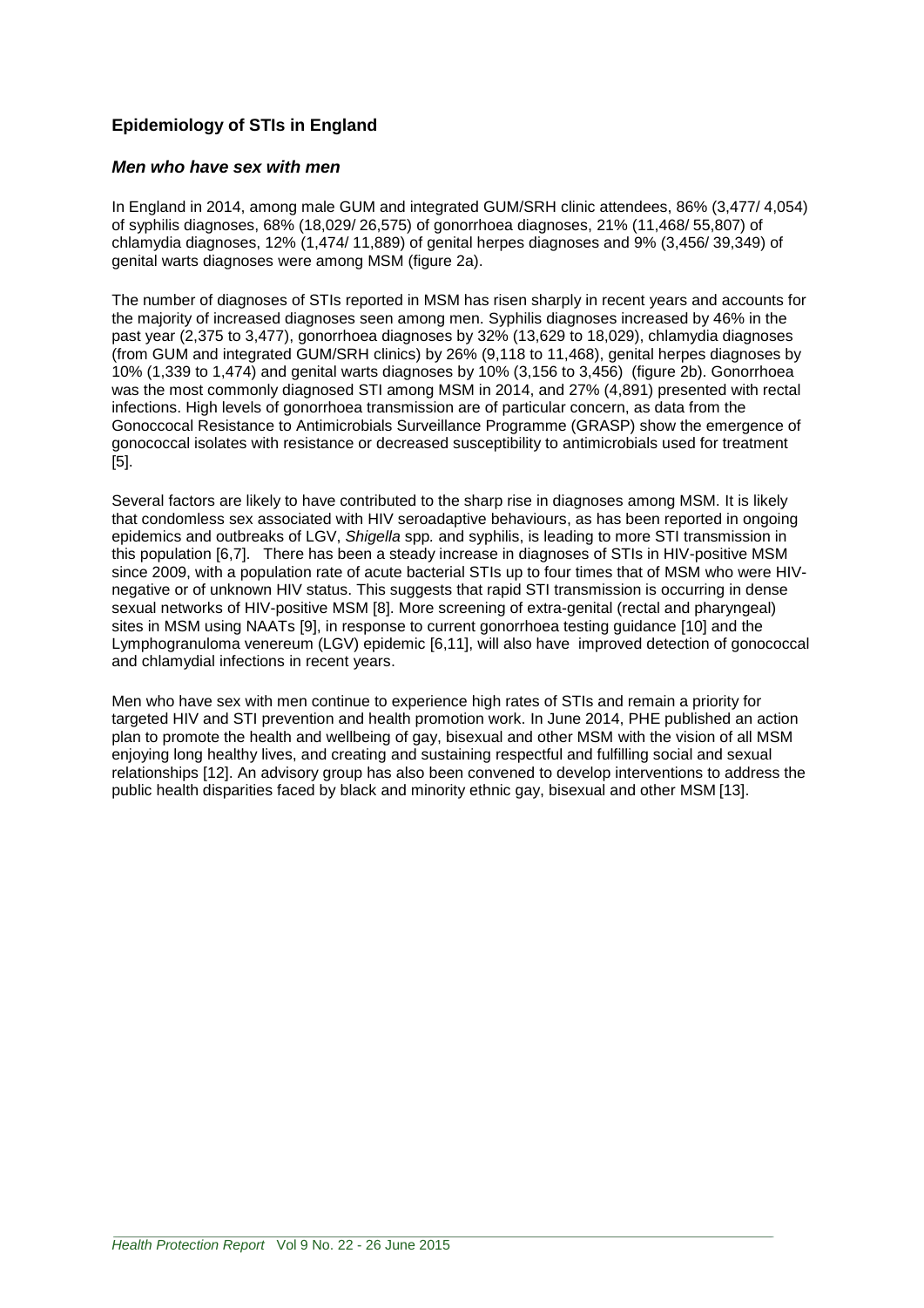## Epidemiology of STIs in England

### *Men who have sex with men*

In England in 2014, among male GUM and integrated GUM/SRH clinic attendees, 86% (3,477/ 4,054) of syphilis diagnoses, 68% (18,029/ 26,575) of gonorrhoea diagnoses, 21% (11,468/ 55,807) of chlamydia diagnoses, 12% (1,474/ 11,889) of genital herpes diagnoses and 9% (3,456/ 39,349) of genital warts diagnoses were among MSM (figure 2a).

The number of diagnoses of STIs reported in MSM has risen sharply in recent years and accounts for the majority of increased diagnoses seen among men. Syphilis diagnoses increased by 46% in the past year (2,375 to 3,477), gonorrhoea diagnoses by 32% (13,629 to 18,029), chlamydia diagnoses (from GUM and integrated GUM/SRH clinics) by 26% (9,118 to 11,468), genital herpes diagnoses by 10% (1,339 to 1,474) and genital warts diagnoses by 10% (3,156 to 3,456) (figure 2b). Gonorrhoea was the most commonly diagnosed STI among MSM in 2014, and 27% (4,891) presented with rectal infections. High levels of gonorrhoea transmission are of particular concern, as data from the Gonoccocal Resistance to Antimicrobials Surveillance Programme (GRASP) show the emergence of gonococcal isolates with resistance or decreased susceptibility to antimicrobials used for treatment [5].

Several factors are likely to have contributed to the sharp rise in diagnoses among MSM. It is likely that condomless sex associated with HIV seroadaptive behaviours, as has been reported in ongoing epidemics and outbreaks of LGV, *Shigella* spp. and syphilis, is leading to more STI transmission in this population [6,7]. There has been a steady increase in diagnoses of STIs in HIV-positive MSM since 2009, with a population rate of acute bacterial STIs up to four times that of MSM who were HIV-negative or of unknown HIV status. This suggests that rapid STI transmission is occurring in dense sexual networks of HIV-positive MSM [8]. More screening of extra-genital (rectal and pharyngeal) sites in MSM using NAATs [9], in response to current gonorrhoea testing guidance [10] and the Lymphogranuloma venereum (LGV) epidemic [6,11], will also have improved detection of gonococcal and chlamydial infections in recent years.

Men who have sex with men continue to experience high rates of STIs and remain a priority for targeted HIV and STI prevention and health promotion work. In June 2014, PHE published an action plan to promote the health and wellbeing of gay, bisexual and other MSM with the vision of all MSM enjoying long healthy lives, and creating and sustaining respectful and fulfilling social and sexual relationships [12]. An advisory group has also been convened to develop interventions to address the public health disparities faced by black and minority ethnic gay, bisexual and other MSM [13].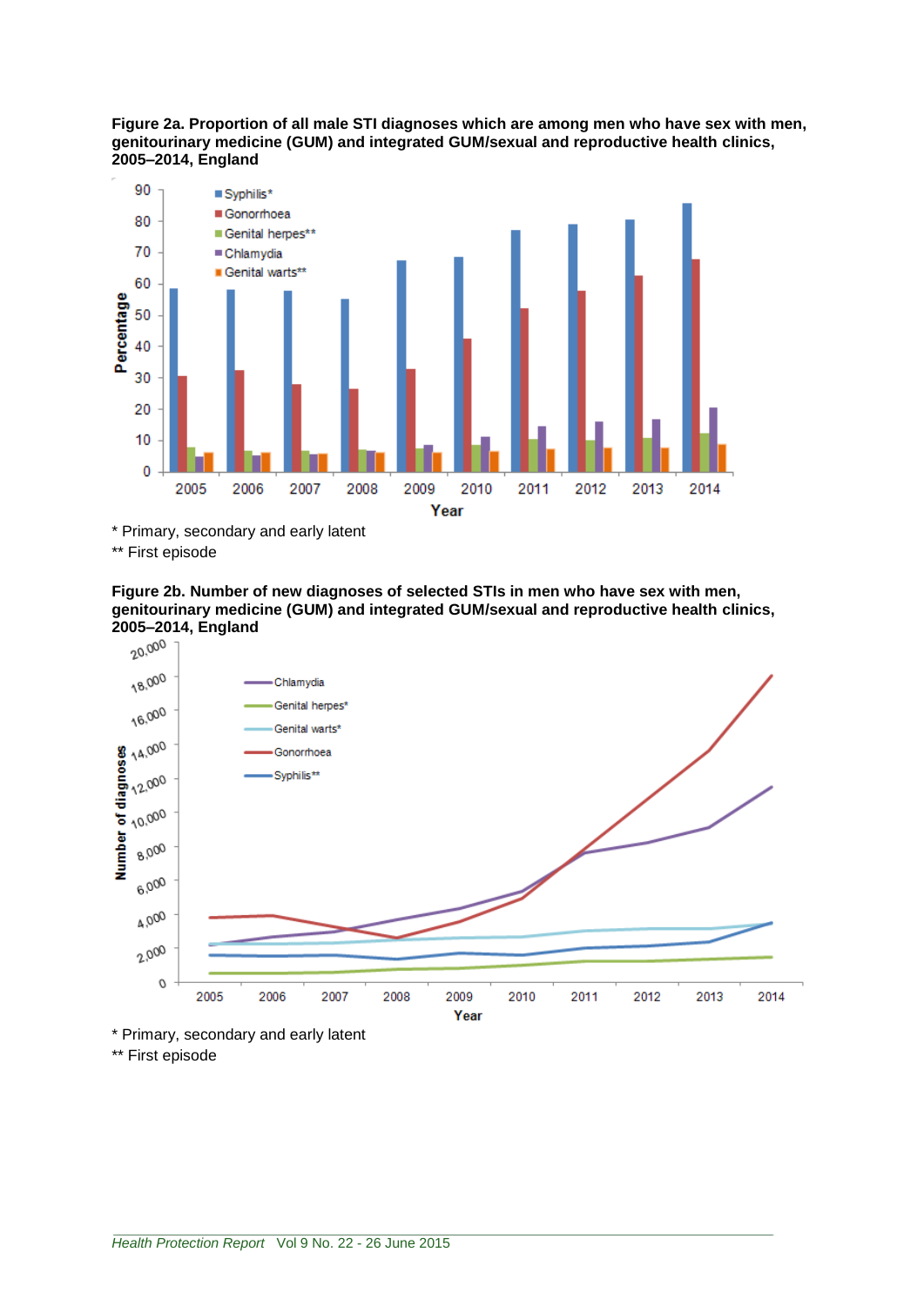**Figure 2a. Proportion of all male STI diagnoses which are among men who have sex with men, genitourinary medicine (GUM) and integrated GUM/sexual and reproductive health clinics, 2005–2014, England**

\* Primary, secondary and early latent

\*\* First episode

**Figure 2b. Number of new diagnoses of selected STIs in men who have sex with men, genitourinary medicine (GUM) and integrated GUM/sexual and reproductive health clinics, 2005–2014, England**

\* Primary, secondary and early latent

\*\* First episode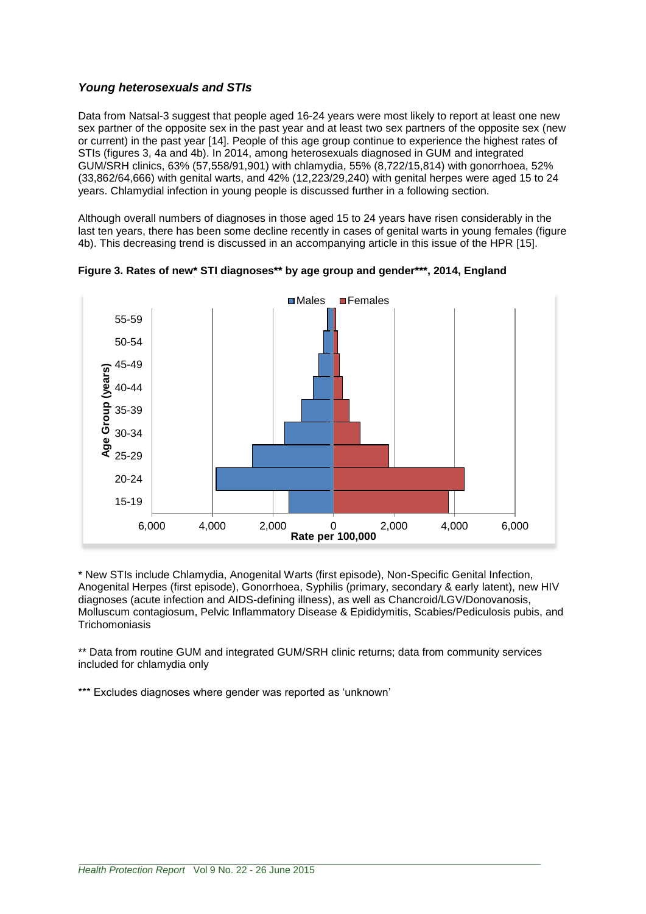### *Young heterosexuals and STIs*

Data from Natsal-3 suggest that people aged 16-24 years were most likely to report at least one new sex partner of the opposite sex in the past year and at least two sex partners of the opposite sex (new or current) in the past year [14]. People of this age group continue to experience the highest rates of STIs (figures 3, 4a and 4b). In 2014, among heterosexuals diagnosed in GUM and integrated GUM/SRH clinics, 63% (57,558/91,901) with chlamydia, 55% (8,722/15,814) with gonorrhoea, 52% (33,862/64,666) with genital warts, and 42% (12,223/29,240) with genital herpes were aged 15 to 24 years. Chlamydial infection in young people is discussed further in a following section.

Although overall numbers of diagnoses in those aged 15 to 24 years have risen considerably in the last ten years, there has been some decline recently in cases of genital warts in young females (figure 4b). This decreasing trend is discussed in an accompanying article in this issue of the HPR [15].

**Figure 3. Rates of new* STI diagnoses** by age group and gender***, 2014, England**

\* New STIs include Chlamydia, Anogenital Warts (first episode), Non-Specific Genital Infection, Anogenital Herpes (first episode), Gonorrhoea, Syphilis (primary, secondary & early latent), new HIV diagnoses (acute infection and AIDS-defining illness), as well as Chancroid/LGV/Donovanosis, Molluscum contagiosum, Pelvic Inflammatory Disease & Epididymitis, Scabies/Pediculosis pubis, and Trichomoniasis

\*\* Data from routine GUM and integrated GUM/SRH clinic returns; data from community services included for chlamydia only

\*\*\* Excludes diagnoses where gender was reported as 'unknown'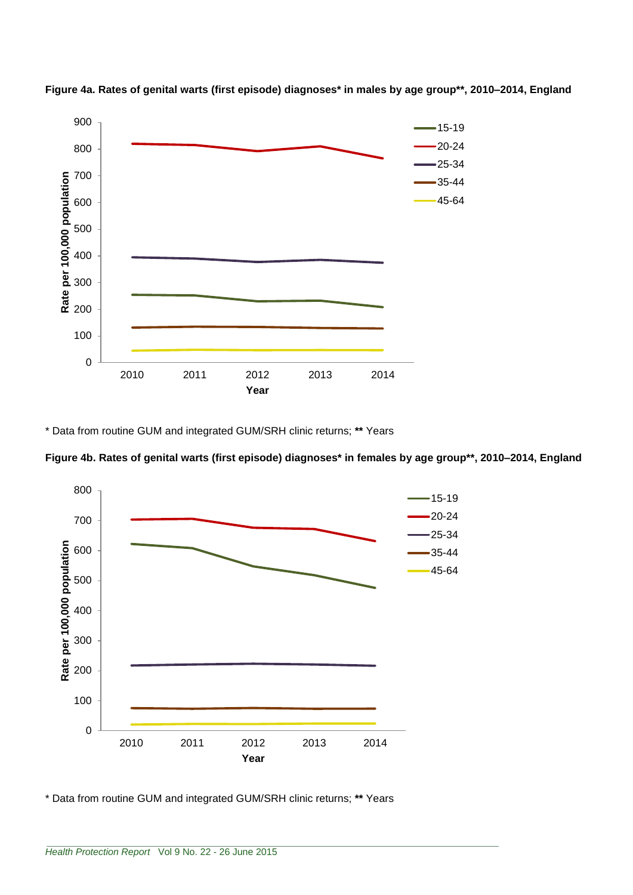**Figure 4a. Rates of genital warts (first episode) diagnoses* in males by age group**, 2010–2014, England**

* Data from routine GUM and integrated GUM/SRH clinic returns; ** Years

**Figure 4b. Rates of genital warts (first episode) diagnoses* in females by age group**, 2010–2014, England**

* Data from routine GUM and integrated GUM/SRH clinic returns; ** Years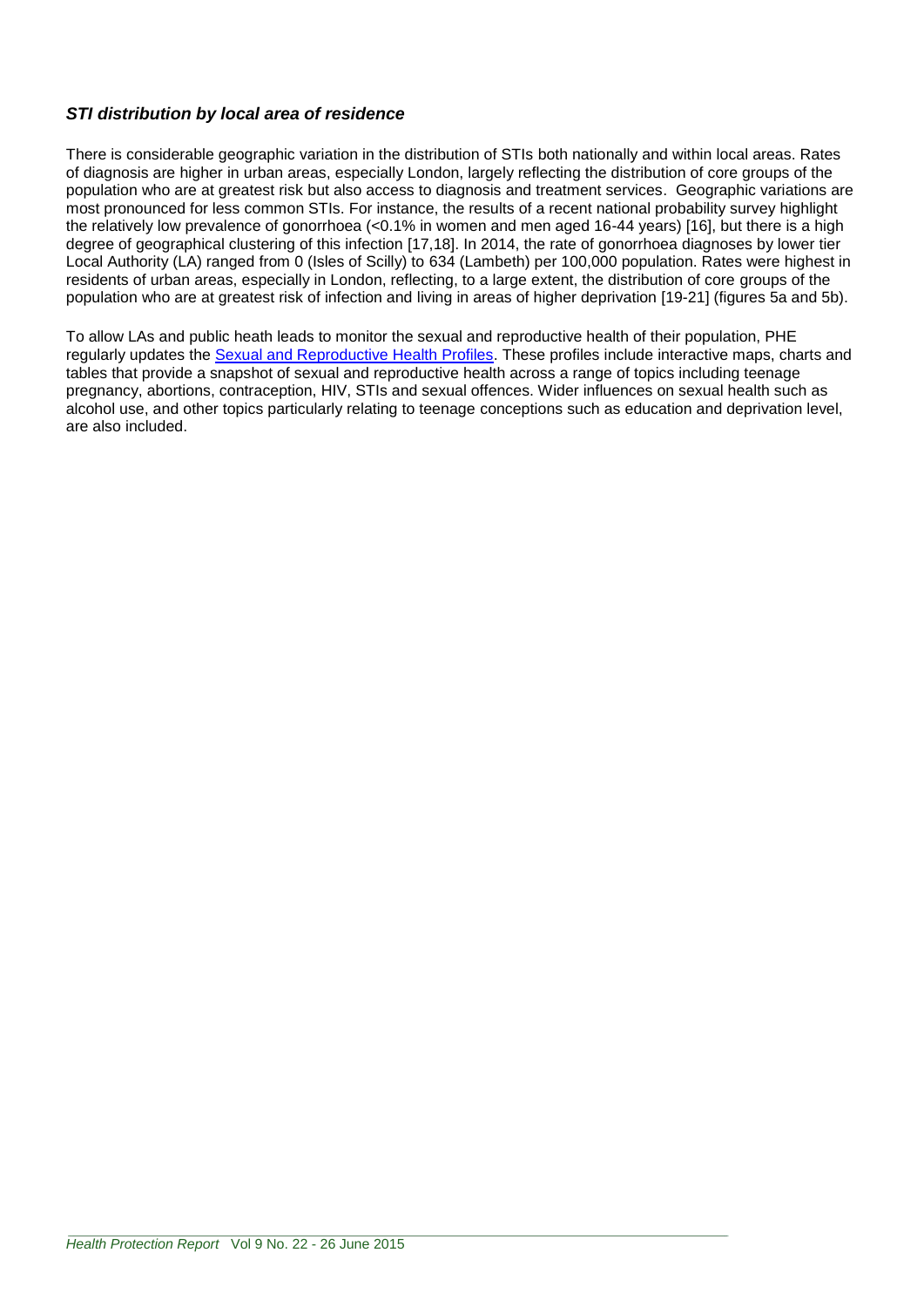### ***STI distribution by local area of residence***

There is considerable geographic variation in the distribution of STIs both nationally and within local areas. Rates of diagnosis are higher in urban areas, especially London, largely reflecting the distribution of core groups of the population who are at greatest risk but also access to diagnosis and treatment services. Geographic variations are most pronounced for less common STIs. For instance, the results of a recent national probability survey highlight the relatively low prevalence of gonorrhoea (<0.1% in women and men aged 16-44 years) [16], but there is a high degree of geographical clustering of this infection [17,18]. In 2014, the rate of gonorrhoea diagnoses by lower tier Local Authority (LA) ranged from 0 (Isles of Scilly) to 634 (Lambeth) per 100,000 population. Rates were highest in residents of urban areas, especially in London, reflecting, to a large extent, the distribution of core groups of the population who are at greatest risk of infection and living in areas of higher deprivation [19-21] (figures 5a and 5b).

To allow LAs and public heath leads to monitor the sexual and reproductive health of their population, PHE regularly updates the Sexual and Reproductive Health Profiles. These profiles include interactive maps, charts and tables that provide a snapshot of sexual and reproductive health across a range of topics including teenage pregnancy, abortions, contraception, HIV, STIs and sexual offences. Wider influences on sexual health such as alcohol use, and other topics particularly relating to teenage conceptions such as education and deprivation level, are also included.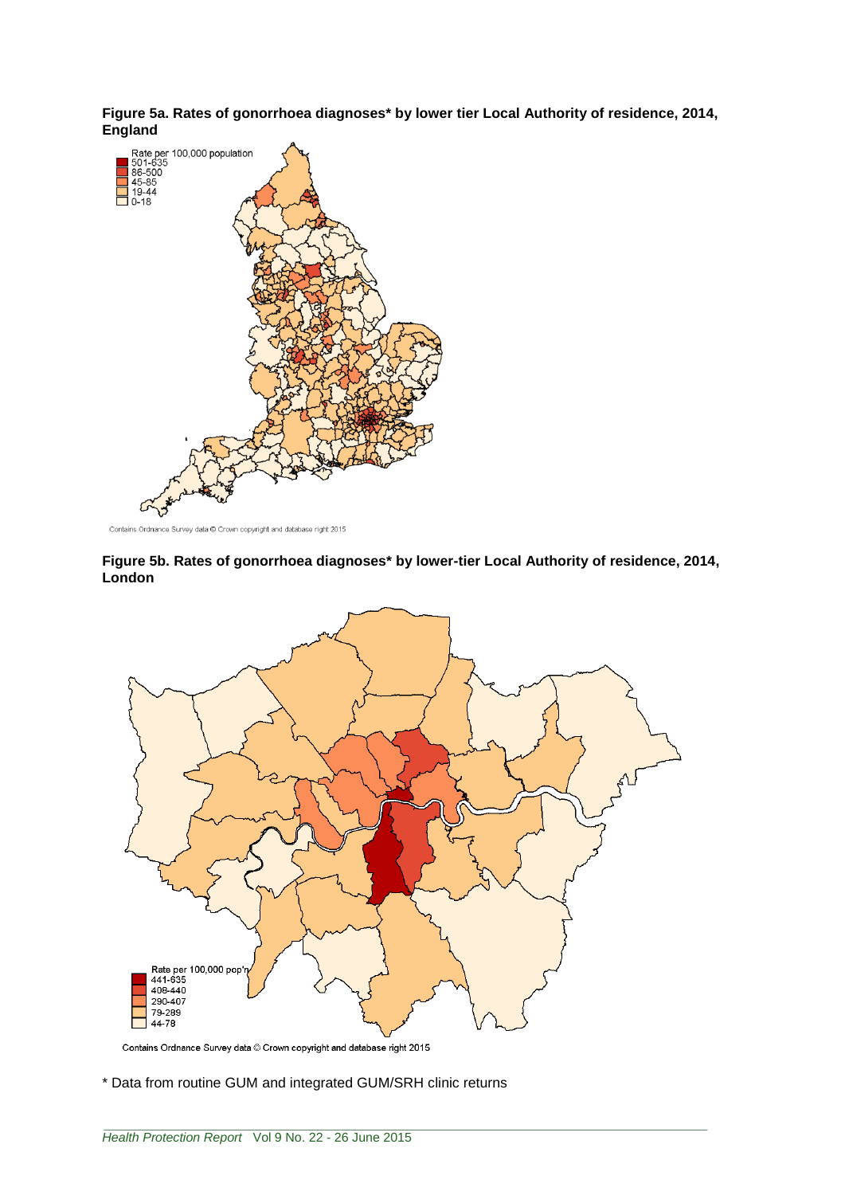**Figure 5a. Rates of gonorrhoea diagnoses* by lower tier Local Authority of residence, 2014, England**

Rate per 100,000 population
- 501-635
- 86-500
- 45-85
- 19-44
- 0-18

Contains Ordnance Survey data © Crown copyright and database right 2015

**Figure 5b. Rates of gonorrhoea diagnoses* by lower-tier Local Authority of residence, 2014, London**

Rate per 100,000 pop'n
- 441-635
- 408-440
- 290-407
- 79-289
- 44-78

Contains Ordnance Survey data © Crown copyright and database right 2015

* Data from routine GUM and integrated GUM/SRH clinic returns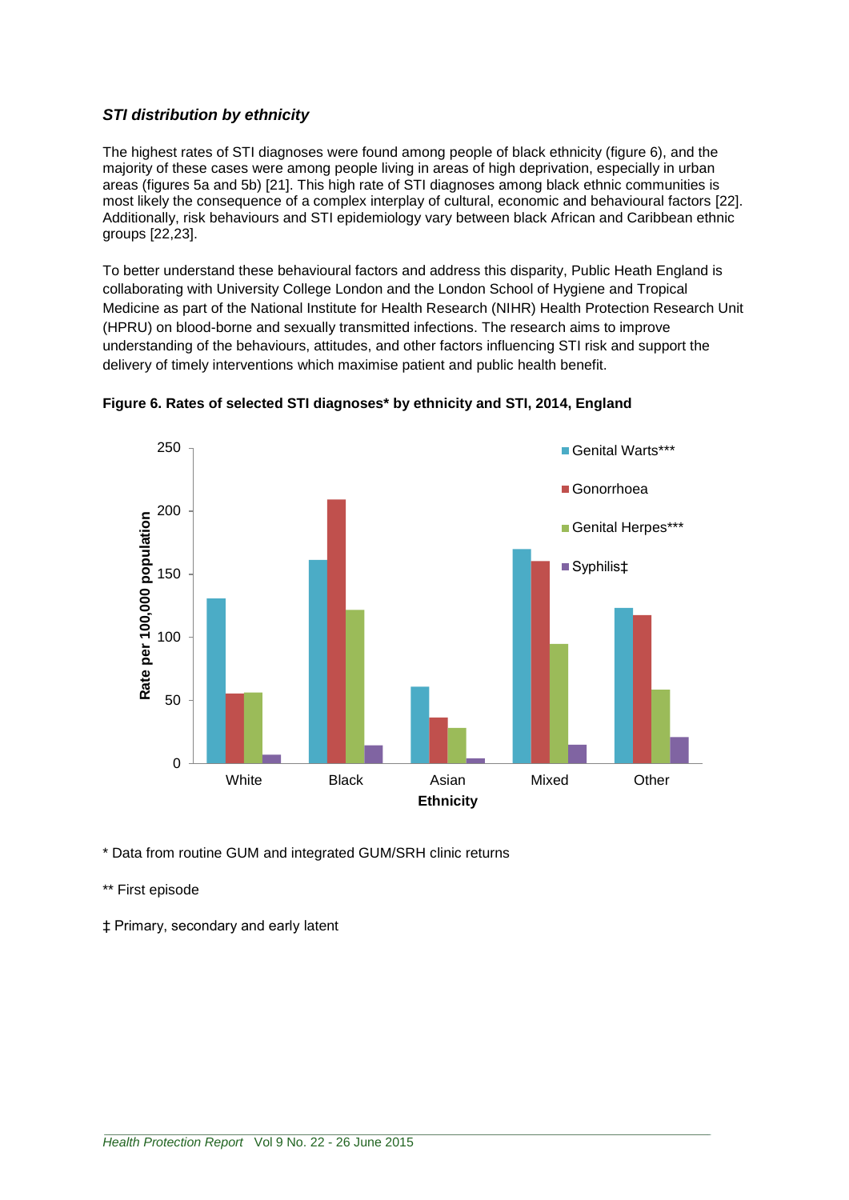### *STI distribution by ethnicity*

The highest rates of STI diagnoses were found among people of black ethnicity (figure 6), and the majority of these cases were among people living in areas of high deprivation, especially in urban areas (figures 5a and 5b) [21]. This high rate of STI diagnoses among black ethnic communities is most likely the consequence of a complex interplay of cultural, economic and behavioural factors [22]. Additionally, risk behaviours and STI epidemiology vary between black African and Caribbean ethnic groups [22,23].

To better understand these behavioural factors and address this disparity, Public Heath England is collaborating with University College London and the London School of Hygiene and Tropical Medicine as part of the National Institute for Health Research (NIHR) Health Protection Research Unit (HPRU) on blood-borne and sexually transmitted infections. The research aims to improve understanding of the behaviours, attitudes, and other factors influencing STI risk and support the delivery of timely interventions which maximise patient and public health benefit.

**Figure 6. Rates of selected STI diagnoses* by ethnicity and STI, 2014, England**

* Data from routine GUM and integrated GUM/SRH clinic returns

** First episode

‡ Primary, secondary and early latent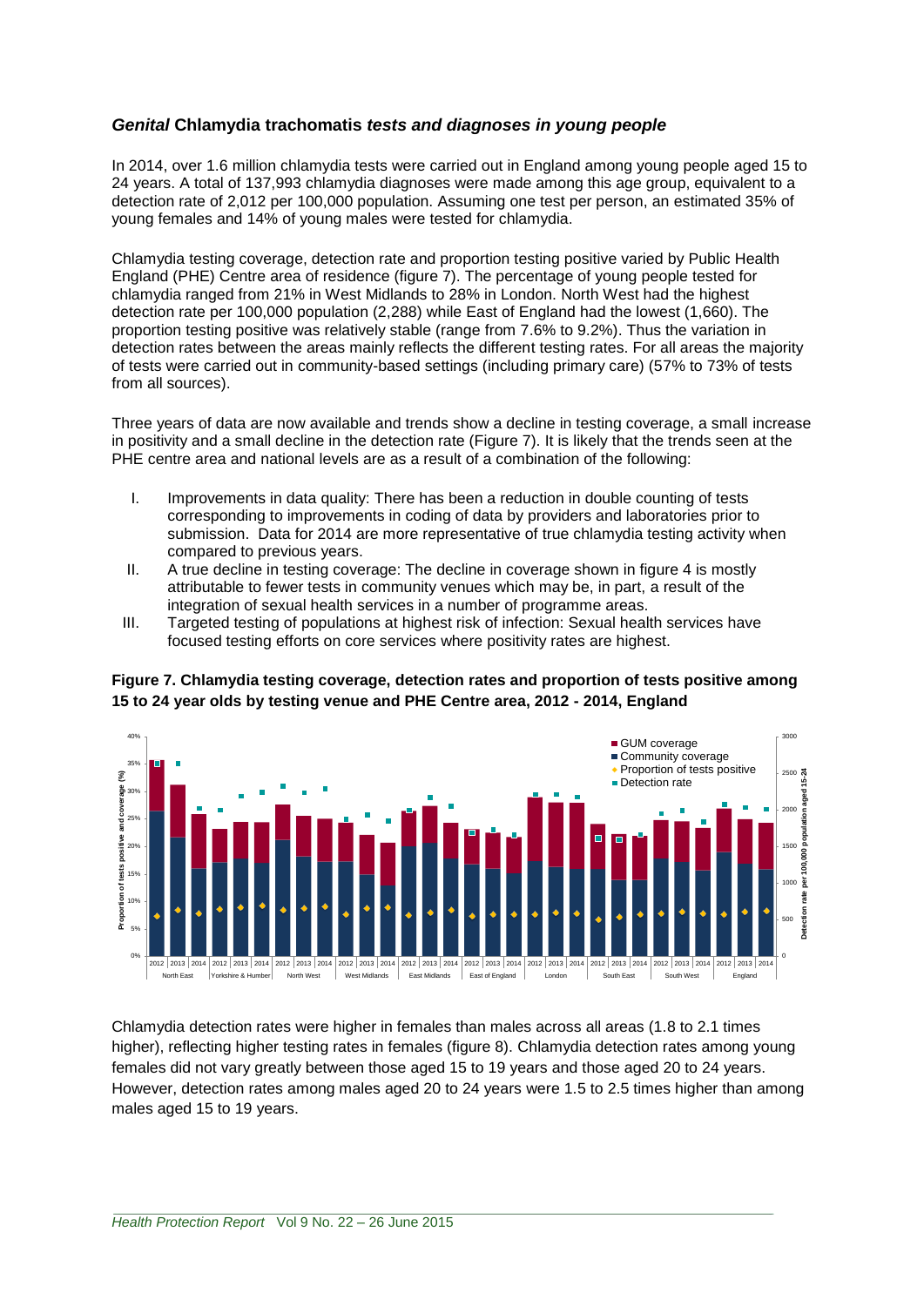### *Genital* Chlamydia trachomatis *tests and diagnoses in young people*

In 2014, over 1.6 million chlamydia tests were carried out in England among young people aged 15 to 24 years. A total of 137,993 chlamydia diagnoses were made among this age group, equivalent to a detection rate of 2,012 per 100,000 population. Assuming one test per person, an estimated 35% of young females and 14% of young males were tested for chlamydia.

Chlamydia testing coverage, detection rate and proportion testing positive varied by Public Health England (PHE) Centre area of residence (figure 7). The percentage of young people tested for chlamydia ranged from 21% in West Midlands to 28% in London. North West had the highest detection rate per 100,000 population (2,288) while East of England had the lowest (1,660). The proportion testing positive was relatively stable (range from 7.6% to 9.2%). Thus the variation in detection rates between the areas mainly reflects the different testing rates. For all areas the majority of tests were carried out in community-based settings (including primary care) (57% to 73% of tests from all sources).

Three years of data are now available and trends show a decline in testing coverage, a small increase in positivity and a small decline in the detection rate (Figure 7). It is likely that the trends seen at the PHE centre area and national levels are as a result of a combination of the following:

I. Improvements in data quality: There has been a reduction in double counting of tests corresponding to improvements in coding of data by providers and laboratories prior to submission. Data for 2014 are more representative of true chlamydia testing activity when compared to previous years.
II. A true decline in testing coverage: The decline in coverage shown in figure 4 is mostly attributable to fewer tests in community venues which may be, in part, a result of the integration of sexual health services in a number of programme areas.
III. Targeted testing of populations at highest risk of infection: Sexual health services have focused testing efforts on core services where positivity rates are highest.

**Figure 7. Chlamydia testing coverage, detection rates and proportion of tests positive among 15 to 24 year olds by testing venue and PHE Centre area, 2012 - 2014, England**

Chlamydia detection rates were higher in females than males across all areas (1.8 to 2.1 times higher), reflecting higher testing rates in females (figure 8). Chlamydia detection rates among young females did not vary greatly between those aged 15 to 19 years and those aged 20 to 24 years. However, detection rates among males aged 20 to 24 years were 1.5 to 2.5 times higher than among males aged 15 to 19 years.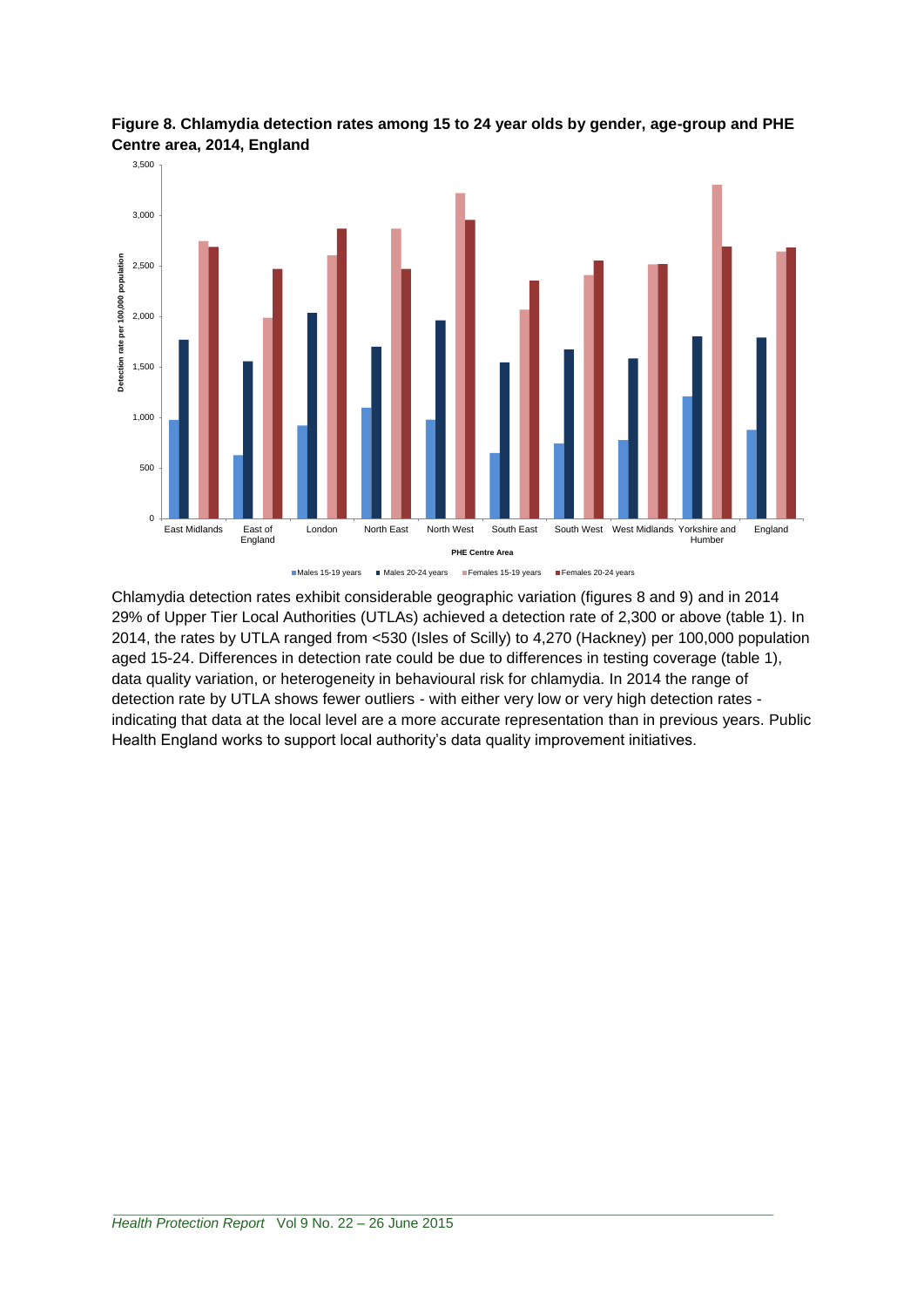**Figure 8. Chlamydia detection rates among 15 to 24 year olds by gender, age-group and PHE Centre area, 2014, England**

Chlamydia detection rates exhibit considerable geographic variation (figures 8 and 9) and in 2014 29% of Upper Tier Local Authorities (UTLAs) achieved a detection rate of 2,300 or above (table 1). In 2014, the rates by UTLA ranged from <530 (Isles of Scilly) to 4,270 (Hackney) per 100,000 population aged 15-24. Differences in detection rate could be due to differences in testing coverage (table 1), data quality variation, or heterogeneity in behavioural risk for chlamydia. In 2014 the range of detection rate by UTLA shows fewer outliers - with either very low or very high detection rates - indicating that data at the local level are a more accurate representation than in previous years. Public Health England works to support local authority's data quality improvement initiatives.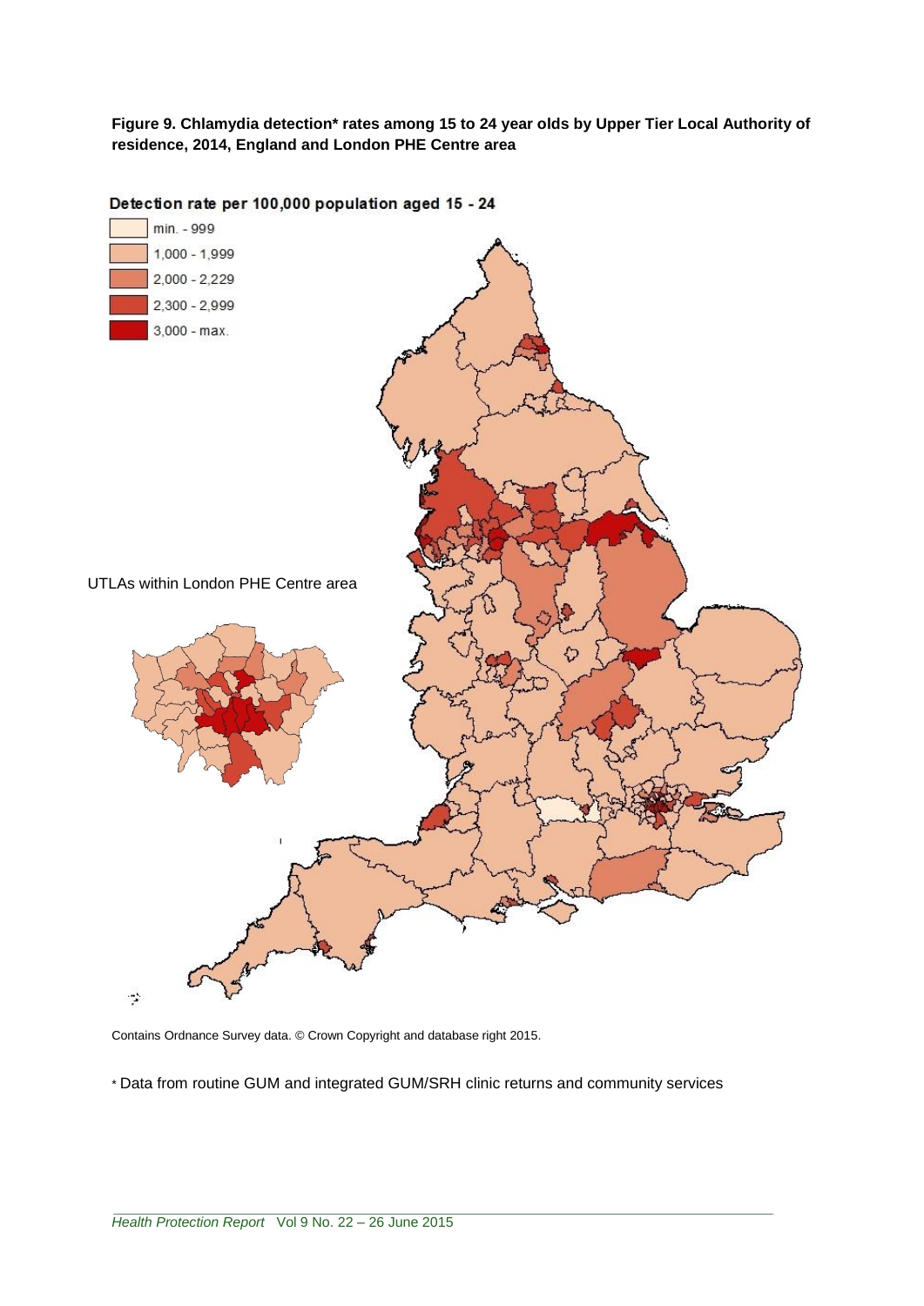**Figure 9. Chlamydia detection* rates among 15 to 24 year olds by Upper Tier Local Authority of residence, 2014, England and London PHE Centre area**

Detection rate per 100,000 population aged 15 - 24

- min. - 999
- 1,000 - 1,999
- 2,000 - 2,229
- 2,300 - 2,999
- 3,000 - max.

UTLAs within London PHE Centre area

Contains Ordnance Survey data. © Crown Copyright and database right 2015.

* Data from routine GUM and integrated GUM/SRH clinic returns and community services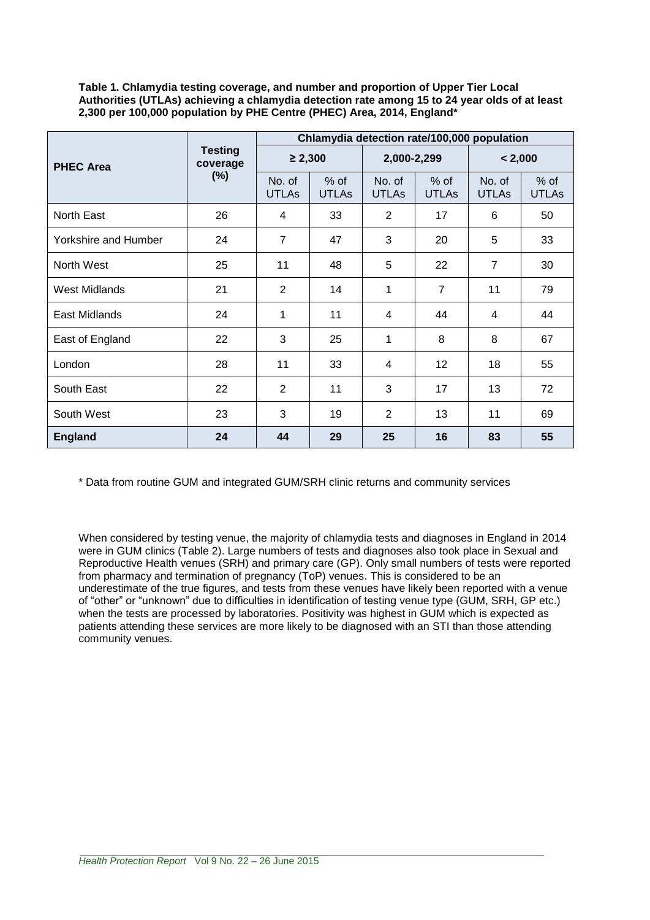**Table 1. Chlamydia testing coverage, and number and proportion of Upper Tier Local Authorities (UTLAs) achieving a chlamydia detection rate among 15 to 24 year olds of at least 2,300 per 100,000 population by PHE Centre (PHEC) Area, 2014, England***

| PHEC Area | Testing coverage (%) | Chlamydia detection rate/100,000 population | | | | | |
|---|---|---|---|---|---|---|---|
| | | ≥ 2,300 | | 2,000-2,299 | | < 2,000 | |
| | | No. of UTLAs | % of UTLAs | No. of UTLAs | % of UTLAs | No. of UTLAs | % of UTLAs |
| North East | 26 | 4 | 33 | 2 | 17 | 6 | 50 |
| Yorkshire and Humber | 24 | 7 | 47 | 3 | 20 | 5 | 33 |
| North West | 25 | 11 | 48 | 5 | 22 | 7 | 30 |
| West Midlands | 21 | 2 | 14 | 1 | 7 | 11 | 79 |
| East Midlands | 24 | 1 | 11 | 4 | 44 | 4 | 44 |
| East of England | 22 | 3 | 25 | 1 | 8 | 8 | 67 |
| London | 28 | 11 | 33 | 4 | 12 | 18 | 55 |
| South East | 22 | 2 | 11 | 3 | 17 | 13 | 72 |
| South West | 23 | 3 | 19 | 2 | 13 | 11 | 69 |
| **England** | **24** | **44** | **29** | **25** | **16** | **83** | **55** |

* Data from routine GUM and integrated GUM/SRH clinic returns and community services

When considered by testing venue, the majority of chlamydia tests and diagnoses in England in 2014 were in GUM clinics (Table 2). Large numbers of tests and diagnoses also took place in Sexual and Reproductive Health venues (SRH) and primary care (GP). Only small numbers of tests were reported from pharmacy and termination of pregnancy (ToP) venues. This is considered to be an underestimate of the true figures, and tests from these venues have likely been reported with a venue of "other" or "unknown" due to difficulties in identification of testing venue type (GUM, SRH, GP etc.) when the tests are processed by laboratories. Positivity was highest in GUM which is expected as patients attending these services are more likely to be diagnosed with an STI than those attending community venues.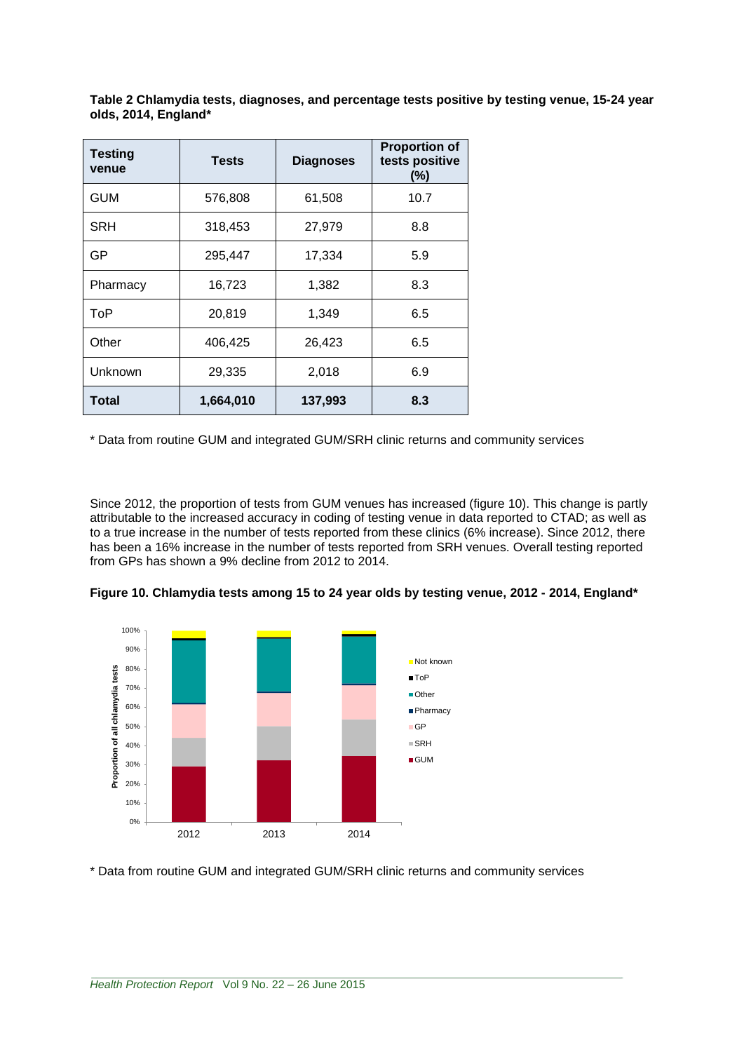**Table 2 Chlamydia tests, diagnoses, and percentage tests positive by testing venue, 15-24 year olds, 2014, England***

| Testing venue | Tests | Diagnoses | Proportion of tests positive (%) |
|---|---|---|---|
| GUM | 576,808 | 61,508 | 10.7 |
| SRH | 318,453 | 27,979 | 8.8 |
| GP | 295,447 | 17,334 | 5.9 |
| Pharmacy | 16,723 | 1,382 | 8.3 |
| ToP | 20,819 | 1,349 | 6.5 |
| Other | 406,425 | 26,423 | 6.5 |
| Unknown | 29,335 | 2,018 | 6.9 |
| **Total** | **1,664,010** | **137,993** | **8.3** |

* Data from routine GUM and integrated GUM/SRH clinic returns and community services

Since 2012, the proportion of tests from GUM venues has increased (figure 10). This change is partly attributable to the increased accuracy in coding of testing venue in data reported to CTAD; as well as to a true increase in the number of tests reported from these clinics (6% increase). Since 2012, there has been a 16% increase in the number of tests reported from SRH venues. Overall testing reported from GPs has shown a 9% decline from 2012 to 2014.

**Figure 10. Chlamydia tests among 15 to 24 year olds by testing venue, 2012 - 2014, England***

* Data from routine GUM and integrated GUM/SRH clinic returns and community services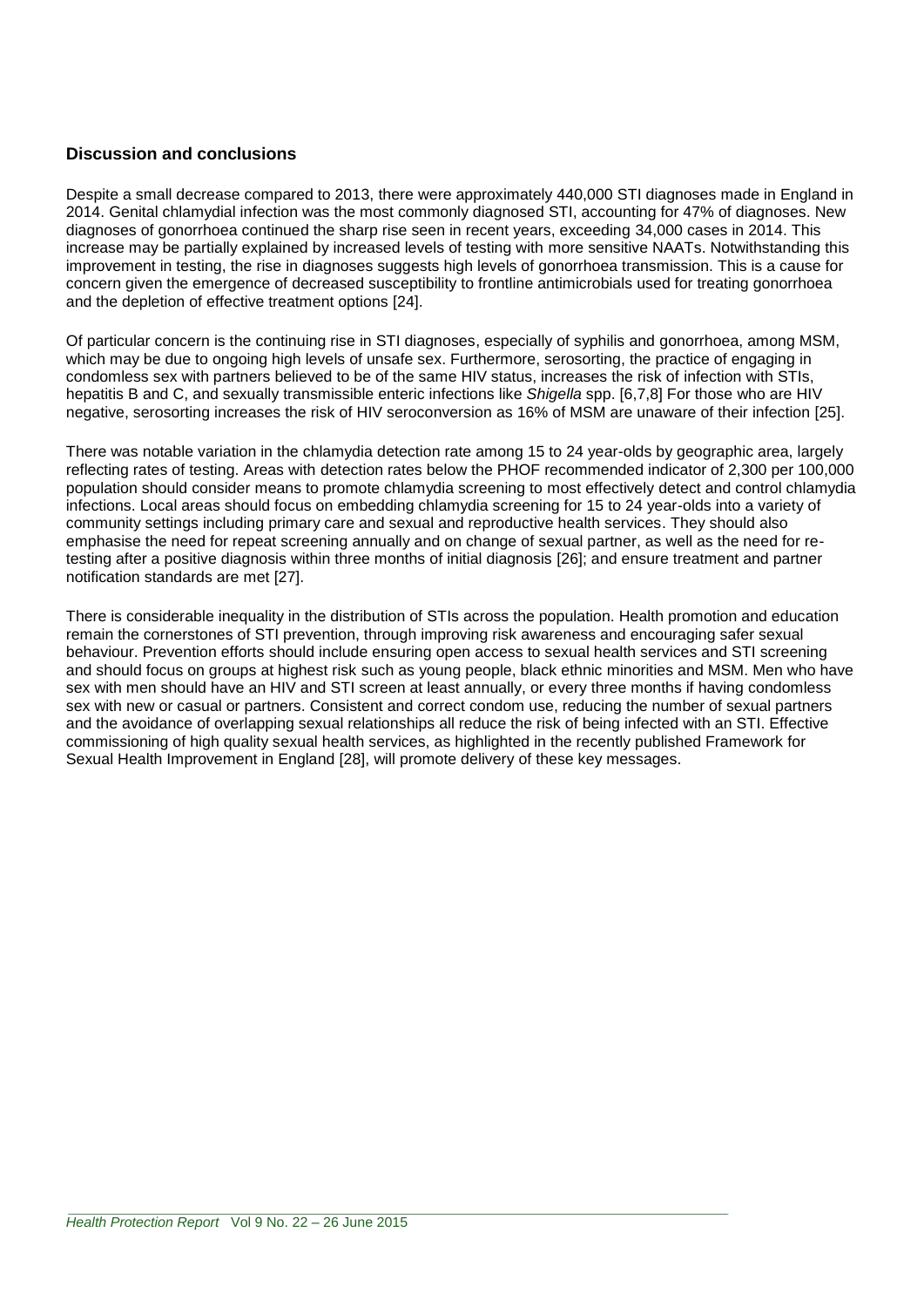## Discussion and conclusions

Despite a small decrease compared to 2013, there were approximately 440,000 STI diagnoses made in England in 2014. Genital chlamydial infection was the most commonly diagnosed STI, accounting for 47% of diagnoses. New diagnoses of gonorrhoea continued the sharp rise seen in recent years, exceeding 34,000 cases in 2014. This increase may be partially explained by increased levels of testing with more sensitive NAATs. Notwithstanding this improvement in testing, the rise in diagnoses suggests high levels of gonorrhoea transmission. This is a cause for concern given the emergence of decreased susceptibility to frontline antimicrobials used for treating gonorrhoea and the depletion of effective treatment options [24].

Of particular concern is the continuing rise in STI diagnoses, especially of syphilis and gonorrhoea, among MSM, which may be due to ongoing high levels of unsafe sex. Furthermore, serosorting, the practice of engaging in condomless sex with partners believed to be of the same HIV status, increases the risk of infection with STIs, hepatitis B and C, and sexually transmissible enteric infections like *Shigella* spp. [6,7,8] For those who are HIV negative, serosorting increases the risk of HIV seroconversion as 16% of MSM are unaware of their infection [25].

There was notable variation in the chlamydia detection rate among 15 to 24 year-olds by geographic area, largely reflecting rates of testing. Areas with detection rates below the PHOF recommended indicator of 2,300 per 100,000 population should consider means to promote chlamydia screening to most effectively detect and control chlamydia infections. Local areas should focus on embedding chlamydia screening for 15 to 24 year-olds into a variety of community settings including primary care and sexual and reproductive health services. They should also emphasise the need for repeat screening annually and on change of sexual partner, as well as the need for re-testing after a positive diagnosis within three months of initial diagnosis [26]; and ensure treatment and partner notification standards are met [27].

There is considerable inequality in the distribution of STIs across the population. Health promotion and education remain the cornerstones of STI prevention, through improving risk awareness and encouraging safer sexual behaviour. Prevention efforts should include ensuring open access to sexual health services and STI screening and should focus on groups at highest risk such as young people, black ethnic minorities and MSM. Men who have sex with men should have an HIV and STI screen at least annually, or every three months if having condomless sex with new or casual or partners. Consistent and correct condom use, reducing the number of sexual partners and the avoidance of overlapping sexual relationships all reduce the risk of being infected with an STI. Effective commissioning of high quality sexual health services, as highlighted in the recently published Framework for Sexual Health Improvement in England [28], will promote delivery of these key messages.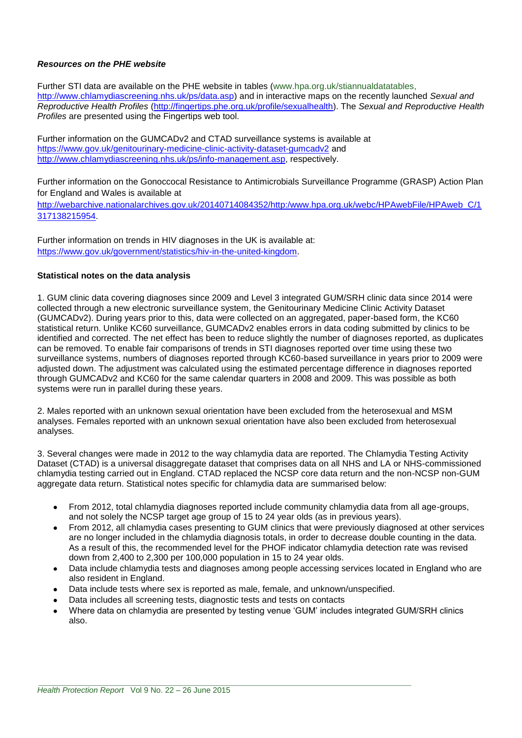***Resources on the PHE website***

Further STI data are available on the PHE website in tables (www.hpa.org.uk/stiannualdatatables, http://www.chlamydiascreening.nhs.uk/ps/data.asp) and in interactive maps on the recently launched *Sexual and Reproductive Health Profiles* (http://fingertips.phe.org.uk/profile/sexualhealth). The *Sexual and Reproductive Health Profiles* are presented using the Fingertips web tool.

Further information on the GUMCADv2 and CTAD surveillance systems is available at https://www.gov.uk/genitourinary-medicine-clinic-activity-dataset-gumcadv2 and http://www.chlamydiascreening.nhs.uk/ps/info-management.asp, respectively.

Further information on the Gonoccocal Resistance to Antimicrobials Surveillance Programme (GRASP) Action Plan for England and Wales is available at http://webarchive.nationalarchives.gov.uk/20140714084352/http:/www.hpa.org.uk/webc/HPAwebFile/HPAweb_C/1317138215954.

Further information on trends in HIV diagnoses in the UK is available at: https://www.gov.uk/government/statistics/hiv-in-the-united-kingdom.

**Statistical notes on the data analysis**

1. GUM clinic data covering diagnoses since 2009 and Level 3 integrated GUM/SRH clinic data since 2014 were collected through a new electronic surveillance system, the Genitourinary Medicine Clinic Activity Dataset (GUMCADv2). During years prior to this, data were collected on an aggregated, paper-based form, the KC60 statistical return. Unlike KC60 surveillance, GUMCADv2 enables errors in data coding submitted by clinics to be identified and corrected. The net effect has been to reduce slightly the number of diagnoses reported, as duplicates can be removed. To enable fair comparisons of trends in STI diagnoses reported over time using these two surveillance systems, numbers of diagnoses reported through KC60-based surveillance in years prior to 2009 were adjusted down. The adjustment was calculated using the estimated percentage difference in diagnoses reported through GUMCADv2 and KC60 for the same calendar quarters in 2008 and 2009. This was possible as both systems were run in parallel during these years.

2. Males reported with an unknown sexual orientation have been excluded from the heterosexual and MSM analyses. Females reported with an unknown sexual orientation have also been excluded from heterosexual analyses.

3. Several changes were made in 2012 to the way chlamydia data are reported. The Chlamydia Testing Activity Dataset (CTAD) is a universal disaggregate dataset that comprises data on all NHS and LA or NHS-commissioned chlamydia testing carried out in England. CTAD replaced the NCSP core data return and the non-NCSP non-GUM aggregate data return. Statistical notes specific for chlamydia data are summarised below:

- From 2012, total chlamydia diagnoses reported include community chlamydia data from all age-groups, and not solely the NCSP target age group of 15 to 24 year olds (as in previous years).
- From 2012, all chlamydia cases presenting to GUM clinics that were previously diagnosed at other services are no longer included in the chlamydia diagnosis totals, in order to decrease double counting in the data. As a result of this, the recommended level for the PHOF indicator chlamydia detection rate was revised down from 2,400 to 2,300 per 100,000 population in 15 to 24 year olds.
- Data include chlamydia tests and diagnoses among people accessing services located in England who are also resident in England.
- Data include tests where sex is reported as male, female, and unknown/unspecified.
- Data includes all screening tests, diagnostic tests and tests on contacts
- Where data on chlamydia are presented by testing venue 'GUM' includes integrated GUM/SRH clinics also.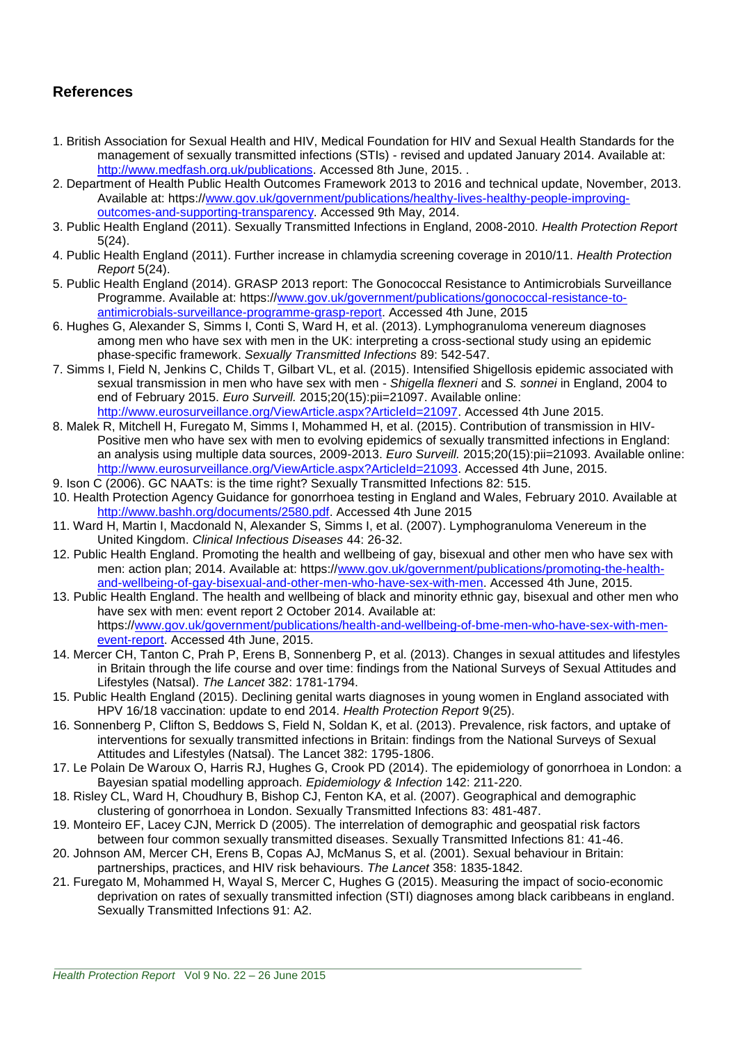## References

1. British Association for Sexual Health and HIV, Medical Foundation for HIV and Sexual Health Standards for the management of sexually transmitted infections (STIs) - revised and updated January 2014. Available at: http://www.medfash.org.uk/publications. Accessed 8th June, 2015. .
2. Department of Health Public Health Outcomes Framework 2013 to 2016 and technical update, November, 2013. Available at: https://www.gov.uk/government/publications/healthy-lives-healthy-people-improving-outcomes-and-supporting-transparency. Accessed 9th May, 2014.
3. Public Health England (2011). Sexually Transmitted Infections in England, 2008-2010. *Health Protection Report* 5(24).
4. Public Health England (2011). Further increase in chlamydia screening coverage in 2010/11. *Health Protection Report* 5(24).
5. Public Health England (2014). GRASP 2013 report: The Gonococcal Resistance to Antimicrobials Surveillance Programme. Available at: https://www.gov.uk/government/publications/gonococcal-resistance-to-antimicrobials-surveillance-programme-grasp-report. Accessed 4th June, 2015
6. Hughes G, Alexander S, Simms I, Conti S, Ward H, et al. (2013). Lymphogranuloma venereum diagnoses among men who have sex with men in the UK: interpreting a cross-sectional study using an epidemic phase-specific framework. *Sexually Transmitted Infections* 89: 542-547.
7. Simms I, Field N, Jenkins C, Childs T, Gilbart VL, et al. (2015). Intensified Shigellosis epidemic associated with sexual transmission in men who have sex with men - *Shigella flexneri* and *S. sonnei* in England, 2004 to end of February 2015. *Euro Surveill.* 2015;20(15):pii=21097. Available online: http://www.eurosurveillance.org/ViewArticle.aspx?ArticleId=21097. Accessed 4th June 2015.
8. Malek R, Mitchell H, Furegato M, Simms I, Mohammed H, et al. (2015). Contribution of transmission in HIV-Positive men who have sex with men to evolving epidemics of sexually transmitted infections in England: an analysis using multiple data sources, 2009-2013. *Euro Surveill.* 2015;20(15):pii=21093. Available online: http://www.eurosurveillance.org/ViewArticle.aspx?ArticleId=21093. Accessed 4th June, 2015.
9. Ison C (2006). GC NAATs: is the time right? Sexually Transmitted Infections 82: 515.
10. Health Protection Agency Guidance for gonorrhoea testing in England and Wales, February 2010. Available at http://www.bashh.org/documents/2580.pdf. Accessed 4th June 2015
11. Ward H, Martin I, Macdonald N, Alexander S, Simms I, et al. (2007). Lymphogranuloma Venereum in the United Kingdom. *Clinical Infectious Diseases* 44: 26-32.
12. Public Health England. Promoting the health and wellbeing of gay, bisexual and other men who have sex with men: action plan; 2014. Available at: https://www.gov.uk/government/publications/promoting-the-health-and-wellbeing-of-gay-bisexual-and-other-men-who-have-sex-with-men. Accessed 4th June, 2015.
13. Public Health England. The health and wellbeing of black and minority ethnic gay, bisexual and other men who have sex with men: event report 2 October 2014. Available at: https://www.gov.uk/government/publications/health-and-wellbeing-of-bme-men-who-have-sex-with-men-event-report. Accessed 4th June, 2015.
14. Mercer CH, Tanton C, Prah P, Erens B, Sonnenberg P, et al. (2013). Changes in sexual attitudes and lifestyles in Britain through the life course and over time: findings from the National Surveys of Sexual Attitudes and Lifestyles (Natsal). *The Lancet* 382: 1781-1794.
15. Public Health England (2015). Declining genital warts diagnoses in young women in England associated with HPV 16/18 vaccination: update to end 2014. *Health Protection Report* 9(25).
16. Sonnenberg P, Clifton S, Beddows S, Field N, Soldan K, et al. (2013). Prevalence, risk factors, and uptake of interventions for sexually transmitted infections in Britain: findings from the National Surveys of Sexual Attitudes and Lifestyles (Natsal). The Lancet 382: 1795-1806.
17. Le Polain De Waroux O, Harris RJ, Hughes G, Crook PD (2014). The epidemiology of gonorrhoea in London: a Bayesian spatial modelling approach. *Epidemiology & Infection* 142: 211-220.
18. Risley CL, Ward H, Choudhury B, Bishop CJ, Fenton KA, et al. (2007). Geographical and demographic clustering of gonorrhoea in London. Sexually Transmitted Infections 83: 481-487.
19. Monteiro EF, Lacey CJN, Merrick D (2005). The interrelation of demographic and geospatial risk factors between four common sexually transmitted diseases. Sexually Transmitted Infections 81: 41-46.
20. Johnson AM, Mercer CH, Erens B, Copas AJ, McManus S, et al. (2001). Sexual behaviour in Britain: partnerships, practices, and HIV risk behaviours. *The Lancet* 358: 1835-1842.
21. Furegato M, Mohammed H, Wayal S, Mercer C, Hughes G (2015). Measuring the impact of socio-economic deprivation on rates of sexually transmitted infection (STI) diagnoses among black caribbeans in england. Sexually Transmitted Infections 91: A2.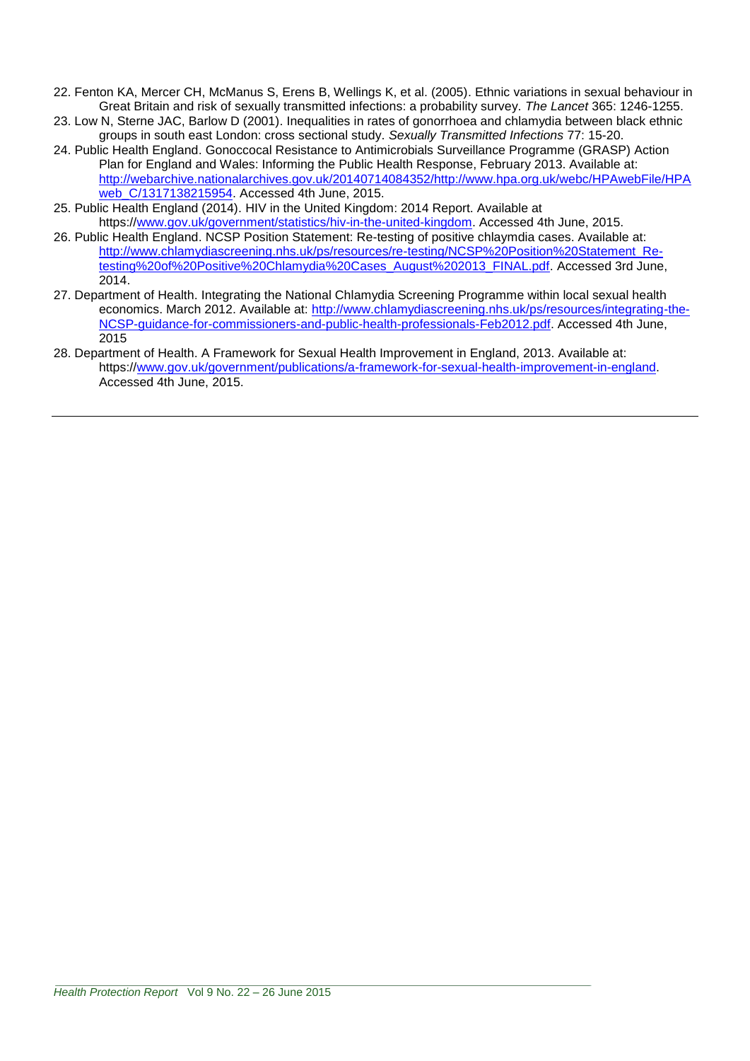22. Fenton KA, Mercer CH, McManus S, Erens B, Wellings K, et al. (2005). Ethnic variations in sexual behaviour in Great Britain and risk of sexually transmitted infections: a probability survey. *The Lancet* 365: 1246-1255.
23. Low N, Sterne JAC, Barlow D (2001). Inequalities in rates of gonorrhoea and chlamydia between black ethnic groups in south east London: cross sectional study. *Sexually Transmitted Infections* 77: 15-20.
24. Public Health England. Gonoccocal Resistance to Antimicrobials Surveillance Programme (GRASP) Action Plan for England and Wales: Informing the Public Health Response, February 2013. Available at: http://webarchive.nationalarchives.gov.uk/20140714084352/http://www.hpa.org.uk/webc/HPAwebFile/HPAweb_C/1317138215954. Accessed 4th June, 2015.
25. Public Health England (2014). HIV in the United Kingdom: 2014 Report. Available at https://www.gov.uk/government/statistics/hiv-in-the-united-kingdom. Accessed 4th June, 2015.
26. Public Health England. NCSP Position Statement: Re-testing of positive chlaymdia cases. Available at: http://www.chlamydiascreening.nhs.uk/ps/resources/re-testing/NCSP%20Position%20Statement_Re-testing%20of%20Positive%20Chlamydia%20Cases_August%202013_FINAL.pdf. Accessed 3rd June, 2014.
27. Department of Health. Integrating the National Chlamydia Screening Programme within local sexual health economics. March 2012. Available at: http://www.chlamydiascreening.nhs.uk/ps/resources/integrating-the-NCSP-guidance-for-commissioners-and-public-health-professionals-Feb2012.pdf. Accessed 4th June, 2015
28. Department of Health. A Framework for Sexual Health Improvement in England, 2013. Available at: https://www.gov.uk/government/publications/a-framework-for-sexual-health-improvement-in-england. Accessed 4th June, 2015.